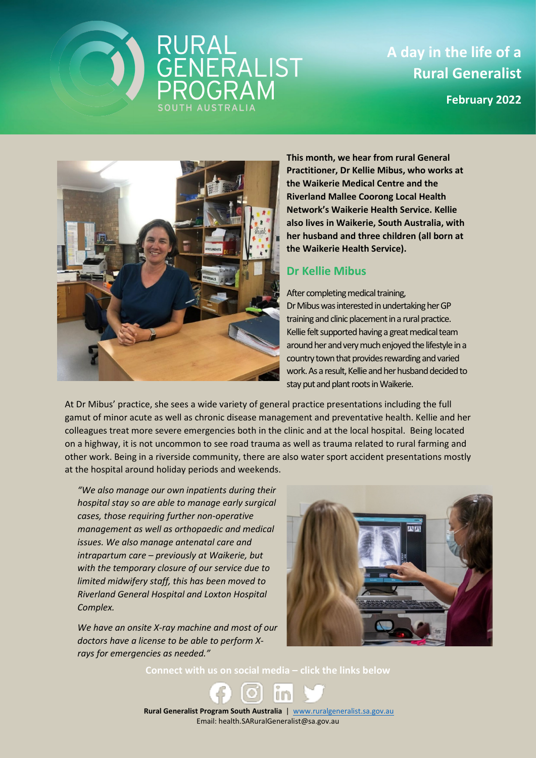RURAL GENERALIST PROGRAM
SOUTH AUSTRALIA

# A day in the life of a Rural Generalist

**February 2022**

**This month, we hear from rural General Practitioner, Dr Kellie Mibus, who works at the Waikerie Medical Centre and the Riverland Mallee Coorong Local Health Network's Waikerie Health Service. Kellie also lives in Waikerie, South Australia, with her husband and three children (all born at the Waikerie Health Service).**

## Dr Kellie Mibus

After completing medical training, Dr Mibus was interested in undertaking her GP training and clinic placement in a rural practice. Kellie felt supported having a great medical team around her and very much enjoyed the lifestyle in a country town that provides rewarding and varied work. As a result, Kellie and her husband decided to stay put and plant roots in Waikerie.

At Dr Mibus' practice, she sees a wide variety of general practice presentations including the full gamut of minor acute as well as chronic disease management and preventative health. Kellie and her colleagues treat more severe emergencies both in the clinic and at the local hospital. Being located on a highway, it is not uncommon to see road trauma as well as trauma related to rural farming and other work. Being in a riverside community, there are also water sport accident presentations mostly at the hospital around holiday periods and weekends.

*"We also manage our own inpatients during their hospital stay so are able to manage early surgical cases, those requiring further non-operative management as well as orthopaedic and medical issues. We also manage antenatal care and intrapartum care – previously at Waikerie, but with the temporary closure of our service due to limited midwifery staff, this has been moved to Riverland General Hospital and Loxton Hospital Complex.*

*We have an onsite X-ray machine and most of our doctors have a license to be able to perform X-rays for emergencies as needed."*

Connect with us on social media – click the links below

**Rural Generalist Program South Australia** | www.ruralgeneralist.sa.gov.au
Email: health.SARuralGeneralist@sa.gov.au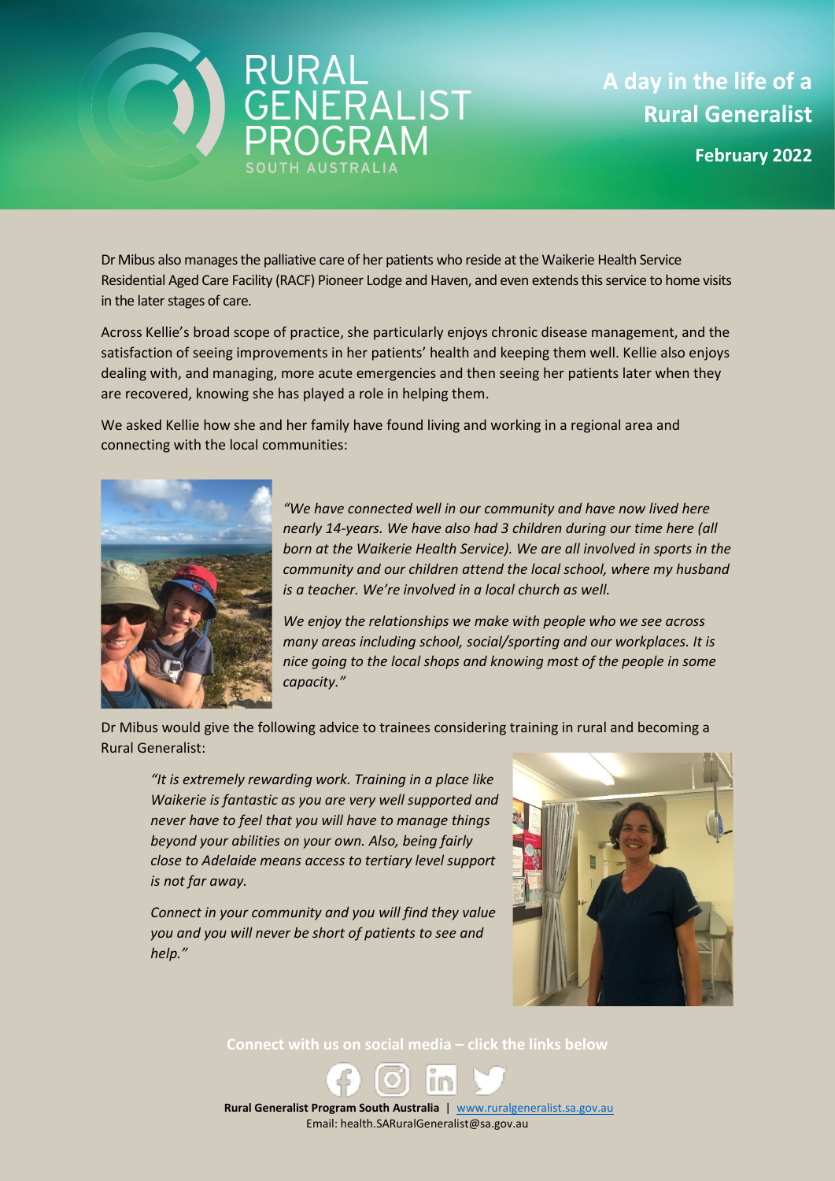Dr Mibus also manages the palliative care of her patients who reside at the Waikerie Health Service Residential Aged Care Facility (RACF) Pioneer Lodge and Haven, and even extends this service to home visits in the later stages of care.

Across Kellie's broad scope of practice, she particularly enjoys chronic disease management, and the satisfaction of seeing improvements in her patients' health and keeping them well. Kellie also enjoys dealing with, and managing, more acute emergencies and then seeing her patients later when they are recovered, knowing she has played a role in helping them.

We asked Kellie how she and her family have found living and working in a regional area and connecting with the local communities:

*"We have connected well in our community and have now lived here nearly 14-years. We have also had 3 children during our time here (all born at the Waikerie Health Service). We are all involved in sports in the community and our children attend the local school, where my husband is a teacher. We're involved in a local church as well.*

*We enjoy the relationships we make with people who we see across many areas including school, social/sporting and our workplaces. It is nice going to the local shops and knowing most of the people in some capacity."*

Dr Mibus would give the following advice to trainees considering training in rural and becoming a Rural Generalist:

> *"It is extremely rewarding work. Training in a place like Waikerie is fantastic as you are very well supported and never have to feel that you will have to manage things beyond your abilities on your own. Also, being fairly close to Adelaide means access to tertiary level support is not far away.*
>
> *Connect in your community and you will find they value you and you will never be short of patients to see and help."*

Connect with us on social media – click the links below

**Rural Generalist Program South Australia** | www.ruralgeneralist.sa.gov.au
Email: health.SARuralGeneralist@sa.gov.au